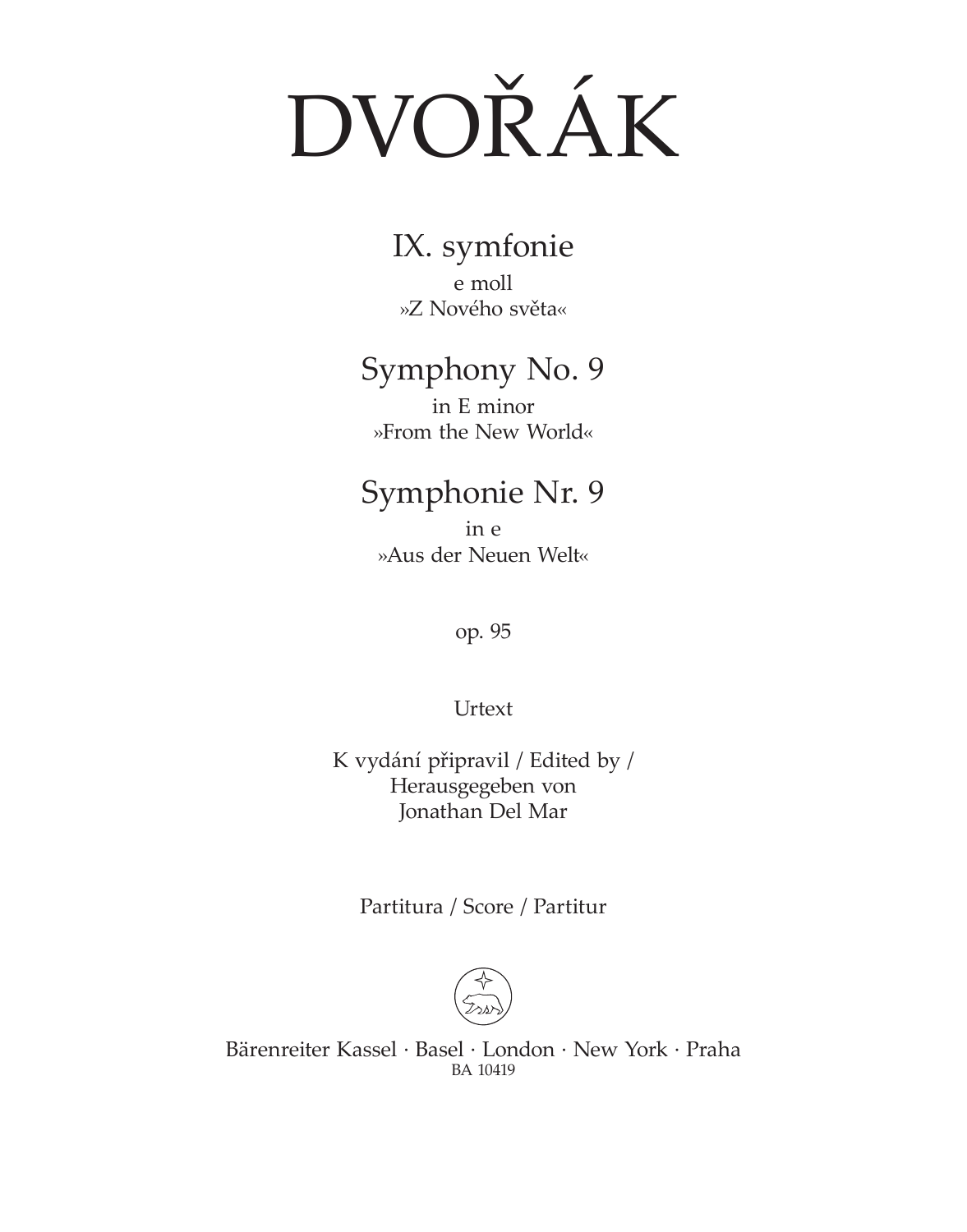# DVOŘÁK

## IX. symfonie

e moll
»Z Nového světa«

## Symphony No. 9

in E minor
»From the New World«

## Symphonie Nr. 9

in e
»Aus der Neuen Welt«

op. 95

Urtext

K vydání připravil / Edited by /
Herausgegeben von
Jonathan Del Mar

Partitura / Score / Partitur

Bärenreiter Kassel · Basel · London · New York · Praha
BA 10419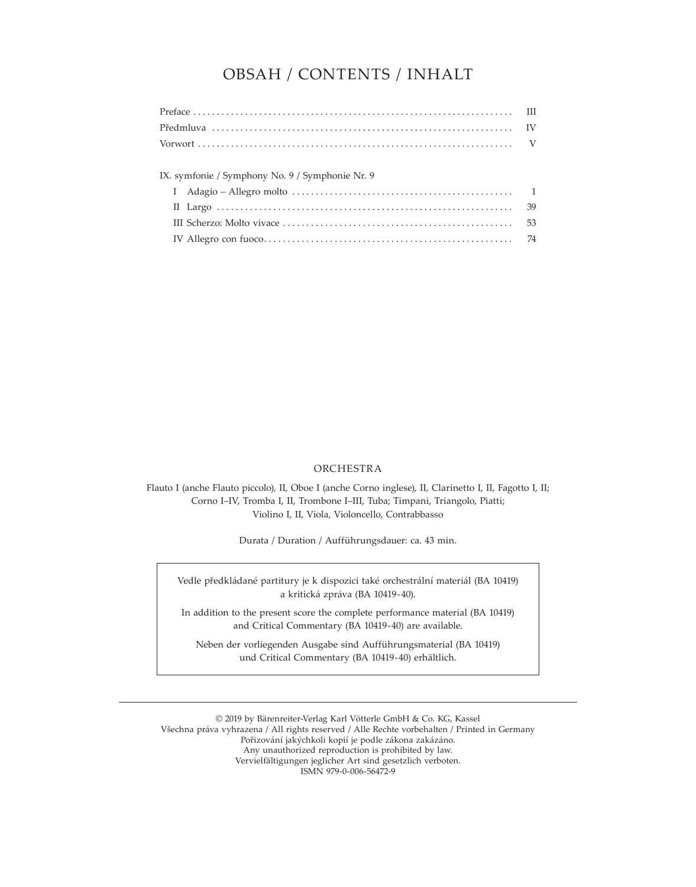# OBSAH / CONTENTS / INHALT

| | |
|---|---|
| Preface | III |
| Předmluva | IV |
| Vorwort | V |

IX. symfonie / Symphony No. 9 / Symphonie Nr. 9

| | |
|---|---|
| I Adagio – Allegro molto | 1 |
| II Largo | 39 |
| III Scherzo: Molto vivace | 53 |
| IV Allegro con fuoco | 74 |

## ORCHESTRA

Flauto I (anche Flauto piccolo), II, Oboe I (anche Corno inglese), II, Clarinetto I, II, Fagotto I, II;
Corno I–IV, Tromba I, II, Trombone I–III, Tuba; Timpani, Triangolo, Piatti;
Violino I, II, Viola, Violoncello, Contrabbasso

Durata / Duration / Aufführungsdauer: ca. 43 min.

Vedle předkládané partitury je k dispozici také orchestrální materiál (BA 10419) a kritická zpráva (BA 10419-40).

In addition to the present score the complete performance material (BA 10419) and Critical Commentary (BA 10419-40) are available.

Neben der vorliegenden Ausgabe sind Aufführungsmaterial (BA 10419) und Critical Commentary (BA 10419-40) erhältlich.

---

© 2019 by Bärenreiter-Verlag Karl Vötterle GmbH & Co. KG, Kassel
Všechna práva vyhrazena / All rights reserved / Alle Rechte vorbehalten / Printed in Germany
Pořizování jakýchkoli kopií je podle zákona zakázáno.
Any unauthorized reproduction is prohibited by law.
Vervielfältigungen jeglicher Art sind gesetzlich verboten.
ISMN 979-0-006-56472-9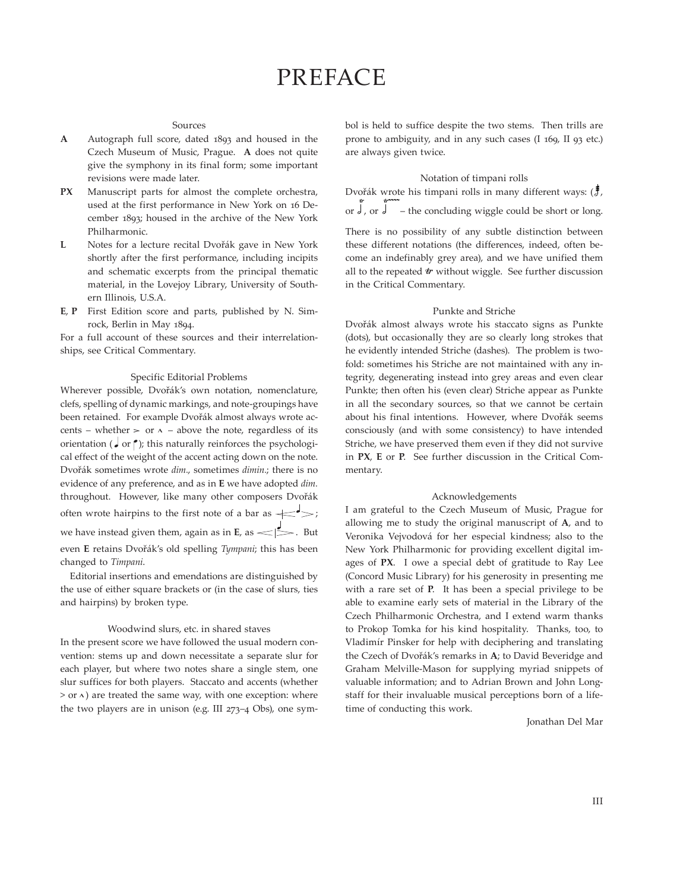# PREFACE

### Sources

**A** Autograph full score, dated 1893 and housed in the Czech Museum of Music, Prague. **A** does not quite give the symphony in its final form; some important revisions were made later.

**PX** Manuscript parts for almost the complete orchestra, used at the first performance in New York on 16 December 1893; housed in the archive of the New York Philharmonic.

**L** Notes for a lecture recital Dvořák gave in New York shortly after the first performance, including incipits and schematic excerpts from the principal thematic material, in the Lovejoy Library, University of Southern Illinois, U.S.A.

**E**, **P** First Edition score and parts, published by N. Simrock, Berlin in May 1894.

For a full account of these sources and their interrelationships, see Critical Commentary.

### Specific Editorial Problems

Wherever possible, Dvořák's own notation, nomenclature, clefs, spelling of dynamic markings, and note-groupings have been retained. For example Dvořák almost always wrote accents – whether > or ʌ – above the note, regardless of its orientation (♩ or stem-down note); this naturally reinforces the psychological effect of the weight of the accent acting down on the note. Dvořák sometimes wrote *dim.*, sometimes *dimin.*; there is no evidence of any preference, and as in **E** we have adopted *dim.* throughout. However, like many other composers Dvořák often wrote hairpins to the first note of a bar as <|>; we have instead given them, again as in **E**, as <|>. But even **E** retains Dvořák's old spelling *Tympani*; this has been changed to *Timpani*.

Editorial insertions and emendations are distinguished by the use of either square brackets or (in the case of slurs, ties and hairpins) by broken type.

### Woodwind slurs, etc. in shared staves

In the present score we have followed the usual modern convention: stems up and down necessitate a separate slur for each player, but where two notes share a single stem, one slur suffices for both players. Staccato and accents (whether > or ʌ) are treated the same way, with one exception: where the two players are in unison (e.g. III 273–4 Obs), one symbol is held to suffice despite the two stems. Then trills are prone to ambiguity, and in any such cases (I 169, II 93 etc.) are always given twice.

### Notation of timpani rolls

Dvořák wrote his timpani rolls in many different ways: (tremolo), or *tr*, or *tr~~~* – the concluding wiggle could be short or long.

There is no possibility of any subtle distinction between these different notations (the differences, indeed, often become an indefinably grey area), and we have unified them all to the repeated *tr* without wiggle. See further discussion in the Critical Commentary.

### Punkte and Striche

Dvořák almost always wrote his staccato signs as Punkte (dots), but occasionally they are so clearly long strokes that he evidently intended Striche (dashes). The problem is twofold: sometimes his Striche are not maintained with any integrity, degenerating instead into grey areas and even clear Punkte; then often his (even clear) Striche appear as Punkte in all the secondary sources, so that we cannot be certain about his final intentions. However, where Dvořák seems consciously (and with some consistency) to have intended Striche, we have preserved them even if they did not survive in **PX**, **E** or **P**. See further discussion in the Critical Commentary.

### Acknowledgements

I am grateful to the Czech Museum of Music, Prague for allowing me to study the original manuscript of **A**, and to Veronika Vejvodová for her especial kindness; also to the New York Philharmonic for providing excellent digital images of **PX**. I owe a special debt of gratitude to Ray Lee (Concord Music Library) for his generosity in presenting me with a rare set of **P**. It has been a special privilege to be able to examine early sets of material in the Library of the Czech Philharmonic Orchestra, and I extend warm thanks to Prokop Tomka for his kind hospitality. Thanks, too, to Vladimír Pinsker for help with deciphering and translating the Czech of Dvořák's remarks in **A**; to David Beveridge and Graham Melville-Mason for supplying myriad snippets of valuable information; and to Adrian Brown and John Longstaff for their invaluable musical perceptions born of a lifetime of conducting this work.

Jonathan Del Mar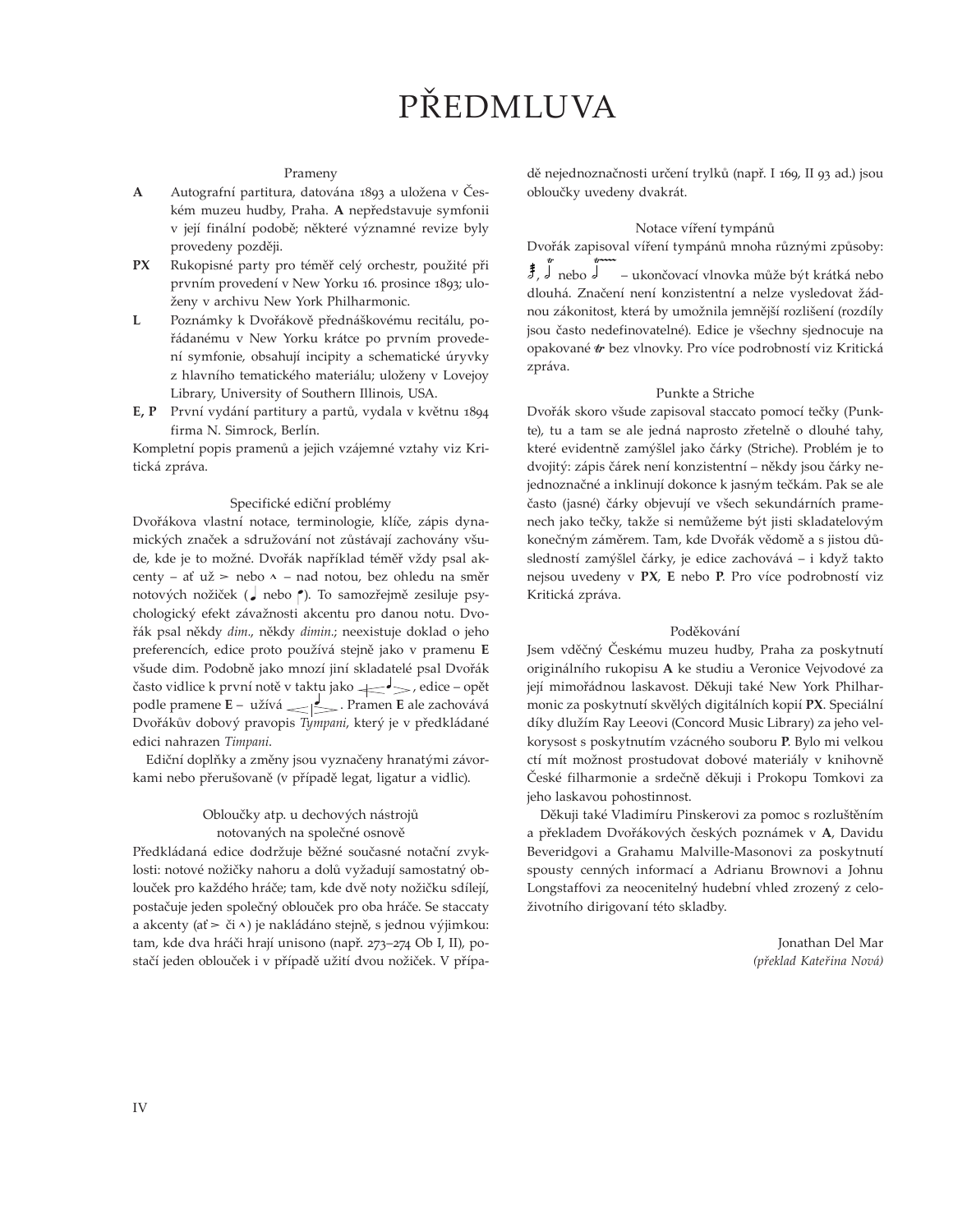# PŘEDMLUVA

### Prameny

**A** Autografní partitura, datována 1893 a uložena v Českém muzeu hudby, Praha. **A** nepředstavuje symfonii v její finální podobě; některé významné revize byly provedeny později.

**PX** Rukopisné party pro téměř celý orchestr, použité při prvním provedení v New Yorku 16. prosince 1893; uloženy v archivu New York Philharmonic.

**L** Poznámky k Dvořákově přednáškovému recitálu, pořádanému v New Yorku krátce po prvním provedení symfonie, obsahují incipity a schematické úryvky z hlavního tematického materiálu; uloženy v Lovejoy Library, University of Southern Illinois, USA.

**E, P** První vydání partitury a partů, vydala v květnu 1894 firma N. Simrock, Berlín.

Kompletní popis pramenů a jejich vzájemné vztahy viz Kritická zpráva.

### Specifické ediční problémy

Dvořákova vlastní notace, terminologie, klíče, zápis dynamických značek a sdružování not zůstávají zachovány všude, kde je to možné. Dvořák například téměř vždy psal akcenty – ať už > nebo ʌ – nad notou, bez ohledu na směr notových nožiček (♩ nebo 𝅘𝅥). To samozřejmě zesiluje psychologický efekt závažnosti akcentu pro danou notu. Dvořák psal někdy *dim.*, někdy *dimin.*; neexistuje doklad o jeho preferencích, edice proto používá stejně jako v prameni **E** všude dim. Podobně jako mnozí jiní skladatelé psal Dvořák často vidlice k první notě v taktu jako <♩>, edice – opět podle pramene **E** – užívá <|♩>. Pramen **E** ale zachovává Dvořákův dobový pravopis *Tympani*, který je v předkládané edici nahrazen *Timpani*.

Ediční doplňky a změny jsou vyznačeny hranatými závorkami nebo přerušovaně (v případě legat, ligatur a vidlic).

### Obloučky atp. u dechových nástrojů notovaných na společné osnově

Předkládaná edice dodržuje běžné současné notační zvyklosti: notové nožičky nahoru a dolů vyžadují samostatný oblouček pro každého hráče; tam, kde dvě noty nožičku sdílejí, postačuje jeden společný oblouček pro oba hráče. Se staccaty a akcenty (ať > či ʌ) je nakládáno stejně, s jednou výjimkou: tam, kde dva hráči hrají unisono (např. 273–274 Ob I, II), postačí jeden oblouček i v případě užití dvou nožiček. V případě nejednoznačnosti určení trylků (např. I 169, II 93 ad.) jsou obloučky uvedeny dvakrát.

### Notace víření tympánů

Dvořák zapisoval víření tympánů mnoha různými způsoby: 𝅗𝅥, *tr* 𝅗𝅥 nebo *tr~~~* 𝅗𝅥 – ukončovací vlnovka může být krátká nebo dlouhá. Značení není konzistentní a nelze vysledovat žádnou zákonitost, která by umožnila jemnější rozlišení (rozdíly jsou často nedefinovatelné). Edice je všechny sjednocuje na opakované *tr* bez vlnovky. Pro více podrobností viz Kritická zpráva.

### Punkte a Striche

Dvořák skoro všude zapisoval staccato pomocí tečky (Punkte), tu a tam se ale jedná naprosto zřetelně o dlouhé tahy, které evidentně zamýšlel jako čárky (Striche). Problém je to dvojitý: zápis čárek není konzistentní – někdy jsou čárky nejednoznačné a inklinují dokonce k jasným tečkám. Pak se ale často (jasné) čárky objevují ve všech sekundárních pramenech jako tečky, takže si nemůžeme být jisti skladatelovým konečným záměrem. Tam, kde Dvořák vědomě a s jistou důsledností zamýšlel čárky, je edice zachovává – i když takto nejsou uvedeny v **PX**, **E** nebo **P**. Pro více podrobností viz Kritická zpráva.

### Poděkování

Jsem vděčný Českému muzeu hudby, Praha za poskytnutí originálního rukopisu **A** ke studiu a Veronice Vejvodové za její mimořádnou laskavost. Děkuji také New York Philharmonic za poskytnutí skvělých digitálních kopií **PX**. Speciální díky dlužím Ray Leeovi (Concord Music Library) za jeho velkorysost s poskytnutím vzácného souboru **P**. Bylo mi velkou ctí mít možnost prostudovat dobové materiály v knihovně České filharmonie a srdečně děkuji i Prokopu Tomkovi za jeho laskavou pohostinnost.

Děkuji také Vladimíru Pinskerovi za pomoc s rozluštěním a překladem Dvořákových českých poznámek v **A**, Davidu Beveridgovi a Grahamu Malville-Masonovi za poskytnutí spousty cenných informací a Adrianu Brownovi a Johnu Longstaffovi za neocenitelný hudební vhled zrozený z celoživotního dirigování této skladby.

Jonathan Del Mar
*(překlad Kateřina Nová)*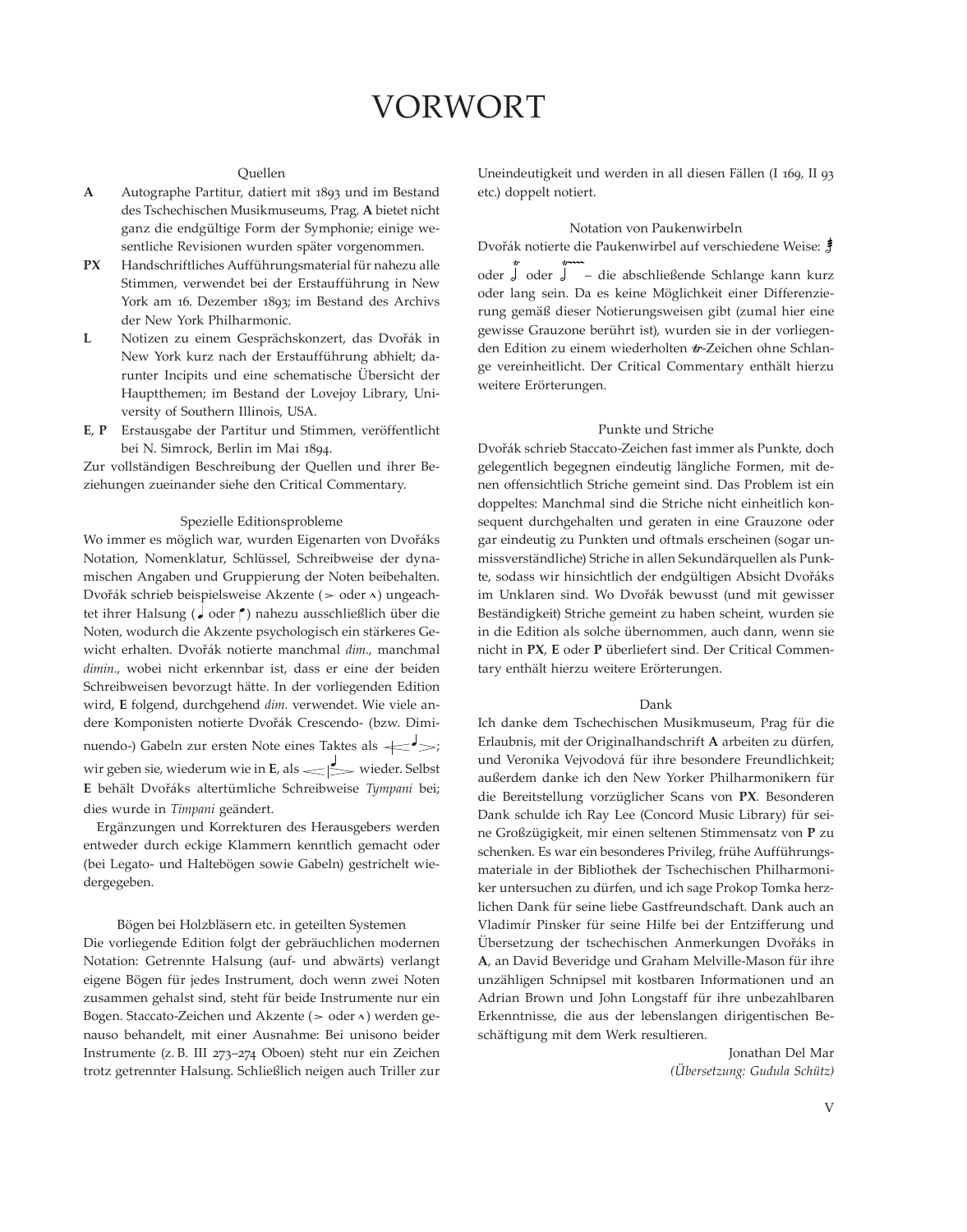# VORWORT

### Quellen

- **A** Autographe Partitur, datiert mit 1893 und im Bestand des Tschechischen Musikmuseums, Prag. **A** bietet nicht ganz die endgültige Form der Symphonie; einige wesentliche Revisionen wurden später vorgenommen.
- **PX** Handschriftliches Aufführungsmaterial für nahezu alle Stimmen, verwendet bei der Erstaufführung in New York am 16. Dezember 1893; im Bestand des Archivs der New York Philharmonic.
- **L** Notizen zu einem Gesprächskonzert, das Dvořák in New York kurz nach der Erstaufführung abhielt; darunter Incipits und eine schematische Übersicht der Hauptthemen; im Bestand der Lovejoy Library, University of Southern Illinois, USA.
- **E**, **P** Erstausgabe der Partitur und Stimmen, veröffentlicht bei N. Simrock, Berlin im Mai 1894.

Zur vollständigen Beschreibung der Quellen und ihrer Beziehungen zueinander siehe den Critical Commentary.

### Spezielle Editionsprobleme

Wo immer es möglich war, wurden Eigenarten von Dvořáks Notation, Nomenklatur, Schlüssel, Schreibweise der dynamischen Angaben und Gruppierung der Noten beibehalten. Dvořák schrieb beispielsweise Akzente (> oder ʌ) ungeachtet ihrer Halsung (♩ oder ♪) nahezu ausschließlich über die Noten, wodurch die Akzente psychologisch ein stärkeres Gewicht erhalten. Dvořák notierte manchmal *dim.*, manchmal *dimin.*, wobei nicht erkennbar ist, dass er eine der beiden Schreibweisen bevorzugt hätte. In der vorliegenden Edition wird, **E** folgend, durchgehend *dim.* verwendet. Wie viele andere Komponisten notierte Dvořák Crescendo- (bzw. Diminuendo-) Gabeln zur ersten Note eines Taktes als <|♩>; wir geben sie, wiederum wie in **E**, als <|♩> wieder. Selbst **E** behält Dvořáks altertümliche Schreibweise *Tympani* bei; dies wurde in *Timpani* geändert.

Ergänzungen und Korrekturen des Herausgebers werden entweder durch eckige Klammern kenntlich gemacht oder (bei Legato- und Haltebögen sowie Gabeln) gestrichelt wiedergegeben.

### Bögen bei Holzbläsern etc. in geteilten Systemen

Die vorliegende Edition folgt der gebräuchlichen modernen Notation: Getrennte Halsung (auf- und abwärts) verlangt eigene Bögen für jedes Instrument, doch wenn zwei Noten zusammen gehalst sind, steht für beide Instrumente nur ein Bogen. Staccato-Zeichen und Akzente (> oder ʌ) werden genauso behandelt, mit einer Ausnahme: Bei unisono beider Instrumente (z. B. III 273–274 Oboen) steht nur ein Zeichen trotz getrennter Halsung. Schließlich neigen auch Triller zur Uneindeutigkeit und werden in all diesen Fällen (I 169, II 93 etc.) doppelt notiert.

### Notation von Paukenwirbeln

Dvořák notierte die Paukenwirbel auf verschiedene Weise: 𝅗𝅥 oder *tr* 𝅗𝅥 oder *tr*~~~ 𝅗𝅥 – die abschließende Schlange kann kurz oder lang sein. Da es keine Möglichkeit einer Differenzierung gemäß dieser Notierungsweisen gibt (zumal hier eine gewisse Grauzone berührt ist), wurden sie in der vorliegenden Edition zu einem wiederholten *tr*-Zeichen ohne Schlange vereinheitlicht. Der Critical Commentary enthält hierzu weitere Erörterungen.

### Punkte und Striche

Dvořák schrieb Staccato-Zeichen fast immer als Punkte, doch gelegentlich begegnen eindeutig längliche Formen, mit denen offensichtlich Striche gemeint sind. Das Problem ist ein doppeltes: Manchmal sind die Striche nicht einheitlich konsequent durchgehalten und geraten in eine Grauzone oder gar eindeutig zu Punkten und oftmals erscheinen (sogar unmissverständliche) Striche in allen Sekundärquellen als Punkte, sodass wir hinsichtlich der endgültigen Absicht Dvořáks im Unklaren sind. Wo Dvořák bewusst (und mit gewisser Beständigkeit) Striche gemeint zu haben scheint, wurden sie in die Edition als solche übernommen, auch dann, wenn sie nicht in **PX**, **E** oder **P** überliefert sind. Der Critical Commentary enthält hierzu weitere Erörterungen.

### Dank

Ich danke dem Tschechischen Musikmuseum, Prag für die Erlaubnis, mit der Originalhandschrift **A** arbeiten zu dürfen, und Veronika Vejvodová für ihre besondere Freundlichkeit; außerdem danke ich den New Yorker Philharmonikern für die Bereitstellung vorzüglicher Scans von **PX**. Besonderen Dank schulde ich Ray Lee (Concord Music Library) für seine Großzügigkeit, mir einen seltenen Stimmensatz von **P** zu schenken. Es war ein besonderes Privileg, frühe Aufführungsmateriale in der Bibliothek der Tschechischen Philharmoniker untersuchen zu dürfen, und ich sage Prokop Tomka herzlichen Dank für seine liebe Gastfreundschaft. Dank auch an Vladimír Pinsker für seine Hilfe bei der Entzifferung und Übersetzung der tschechischen Anmerkungen Dvořáks in **A**, an David Beveridge und Graham Melville-Mason für ihre unzähligen Schnipsel mit kostbaren Informationen und an Adrian Brown und John Longstaff für ihre unbezahlbaren Erkenntnisse, die aus der lebenslangen dirigentischen Beschäftigung mit dem Werk resultieren.

Jonathan Del Mar

*(Übersetzung: Gudula Schütz)*